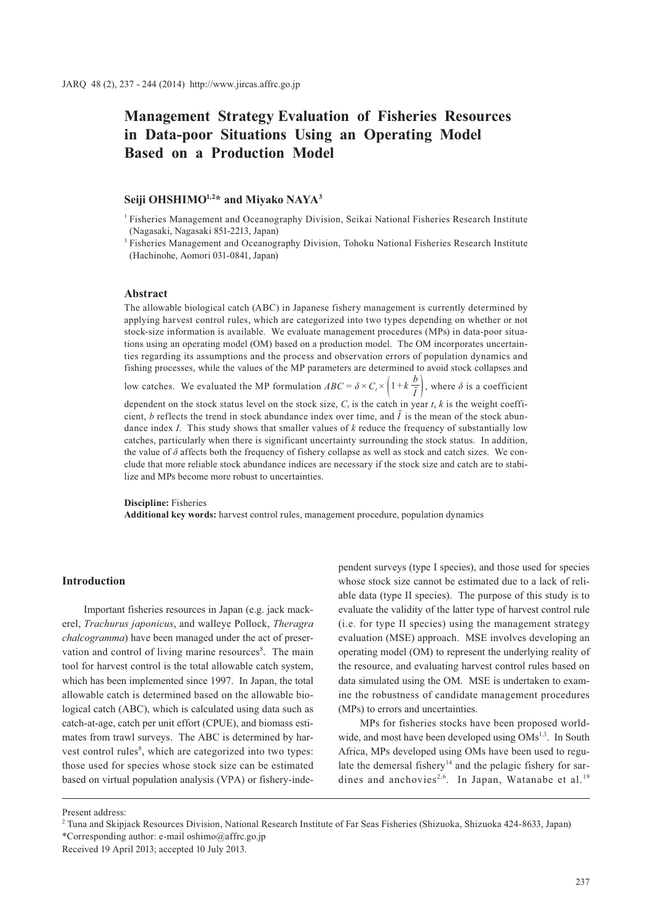# Management Strategy Evaluation of Fisheries Resources in Data-poor Situations Using an Operating Model Based on a Production Model

**Seiji OHSHIMO[1,2]* and Miyako NAYA[3]**

[1] Fisheries Management and Oceanography Division, Seikai National Fisheries Research Institute (Nagasaki, Nagasaki 851-2213, Japan)

[3] Fisheries Management and Oceanography Division, Tohoku National Fisheries Research Institute (Hachinohe, Aomori 031-0841, Japan)

## Abstract

The allowable biological catch (ABC) in Japanese fishery management is currently determined by applying harvest control rules, which are categorized into two types depending on whether or not stock-size information is available. We evaluate management procedures (MPs) in data-poor situations using an operating model (OM) based on a production model. The OM incorporates uncertainties regarding its assumptions and the process and observation errors of population dynamics and fishing processes, while the values of the MP parameters are determined to avoid stock collapses and low catches. We evaluated the MP formulation $ABC = \delta \times C_t \times \left(1 + k\frac{b}{\bar{I}}\right)$, where $\delta$ is a coefficient dependent on the stock status level on the stock size, $C_t$ is the catch in year $t$, $k$ is the weight coefficient, $b$ reflects the trend in stock abundance index over time, and $\bar{I}$ is the mean of the stock abundance index $I$. This study shows that smaller values of $k$ reduce the frequency of substantially low catches, particularly when there is significant uncertainty surrounding the stock status. In addition, the value of $\delta$ affects both the frequency of fishery collapse as well as stock and catch sizes. We conclude that more reliable stock abundance indices are necessary if the stock size and catch are to stabilize and MPs become more robust to uncertainties.

**Discipline:** Fisheries

**Additional key words:** harvest control rules, management procedure, population dynamics

## Introduction

Important fisheries resources in Japan (e.g. jack mackerel, *Trachurus japonicus*, and walleye Pollock, *Theragra chalcogramma*) have been managed under the act of preservation and control of living marine resources[8]. The main tool for harvest control is the total allowable catch system, which has been implemented since 1997. In Japan, the total allowable catch is determined based on the allowable biological catch (ABC), which is calculated using data such as catch-at-age, catch per unit effort (CPUE), and biomass estimates from trawl surveys. The ABC is determined by harvest control rules[8], which are categorized into two types: those used for species whose stock size can be estimated based on virtual population analysis (VPA) or fishery-independent surveys (type I species), and those used for species whose stock size cannot be estimated due to a lack of reliable data (type II species). The purpose of this study is to evaluate the validity of the latter type of harvest control rule (i.e. for type II species) using the management strategy evaluation (MSE) approach. MSE involves developing an operating model (OM) to represent the underlying reality of the resource, and evaluating harvest control rules based on data simulated using the OM. MSE is undertaken to examine the robustness of candidate management procedures (MPs) to errors and uncertainties.

MPs for fisheries stocks have been proposed worldwide, and most have been developed using OMs[1,3]. In South Africa, MPs developed using OMs have been used to regulate the demersal fishery[14] and the pelagic fishery for sardines and anchovies[2,6]. In Japan, Watanabe et al.[19]

---

Present address:

[2] Tuna and Skipjack Resources Division, National Research Institute of Far Seas Fisheries (Shizuoka, Shizuoka 424-8633, Japan)

*Corresponding author: e-mail oshimo@affrc.go.jp

Received 19 April 2013; accepted 10 July 2013.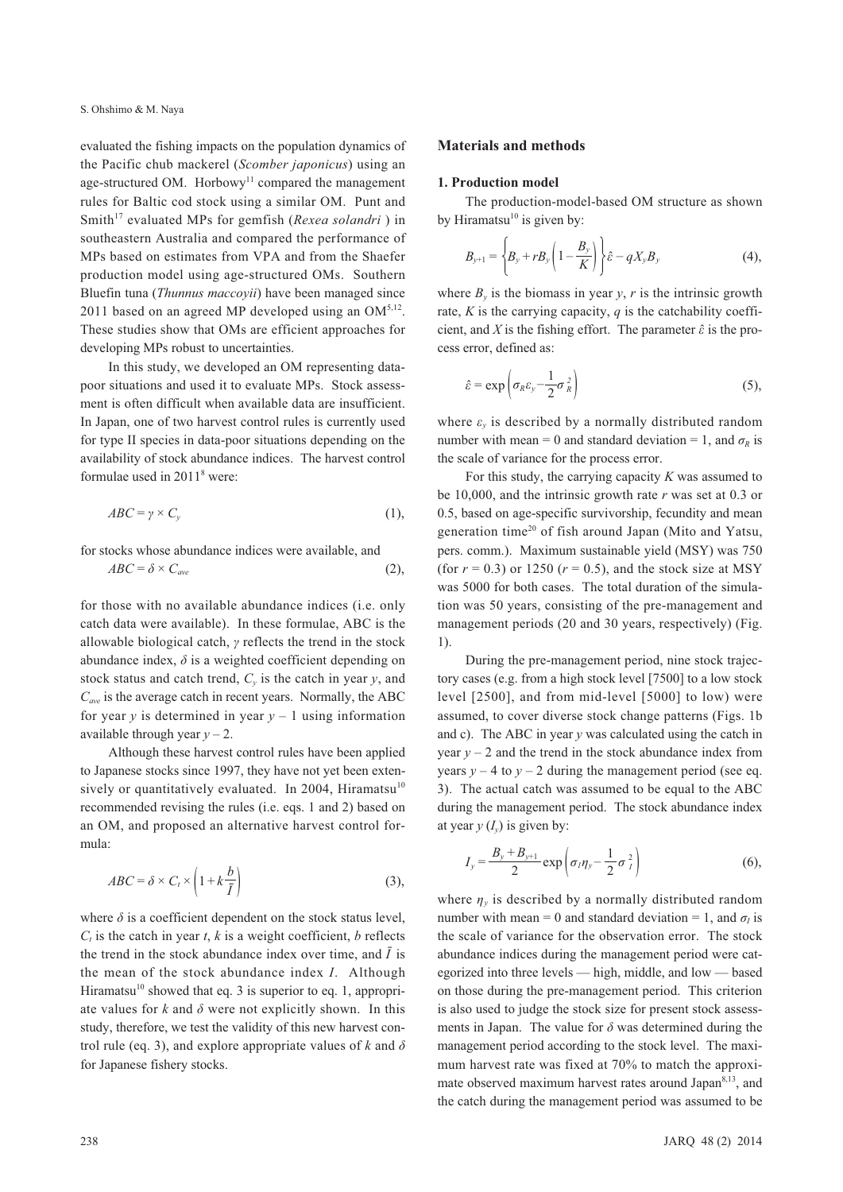evaluated the fishing impacts on the population dynamics of the Pacific chub mackerel (*Scomber japonicus*) using an age-structured OM. Horbowy[11] compared the management rules for Baltic cod stock using a similar OM. Punt and Smith[17] evaluated MPs for gemfish (*Rexea solandri* ) in southeastern Australia and compared the performance of MPs based on estimates from VPA and from the Shaefer production model using age-structured OMs. Southern Bluefin tuna (*Thunnus maccoyii*) have been managed since 2011 based on an agreed MP developed using an OM[5,12]. These studies show that OMs are efficient approaches for developing MPs robust to uncertainties.

In this study, we developed an OM representing data-poor situations and used it to evaluate MPs. Stock assessment is often difficult when available data are insufficient. In Japan, one of two harvest control rules is currently used for type II species in data-poor situations depending on the availability of stock abundance indices. The harvest control formulae used in 2011[8] were:

$$ABC = \gamma \times C_y \tag{1},$$

for stocks whose abundance indices were available, and

$$ABC = \delta \times C_{ave} \tag{2},$$

for those with no available abundance indices (i.e. only catch data were available). In these formulae, ABC is the allowable biological catch, $\gamma$ reflects the trend in the stock abundance index, $\delta$ is a weighted coefficient depending on stock status and catch trend, $C_y$ is the catch in year $y$, and $C_{ave}$ is the average catch in recent years. Normally, the ABC for year $y$ is determined in year $y - 1$ using information available through year $y - 2$.

Although these harvest control rules have been applied to Japanese stocks since 1997, they have not yet been extensively or quantitatively evaluated. In 2004, Hiramatsu[10] recommended revising the rules (i.e. eqs. 1 and 2) based on an OM, and proposed an alternative harvest control formula:

$$ABC = \delta \times C_t \times \left(1 + k\frac{b}{\bar{I}}\right) \tag{3},$$

where $\delta$ is a coefficient dependent on the stock status level, $C_t$ is the catch in year $t$, $k$ is a weight coefficient, $b$ reflects the trend in the stock abundance index over time, and $\bar{I}$ is the mean of the stock abundance index $I$. Although Hiramatsu[10] showed that eq. 3 is superior to eq. 1, appropriate values for $k$ and $\delta$ were not explicitly shown. In this study, therefore, we test the validity of this new harvest control rule (eq. 3), and explore appropriate values of $k$ and $\delta$ for Japanese fishery stocks.

## Materials and methods

### 1. Production model

The production-model-based OM structure as shown by Hiramatsu[10] is given by:

$$B_{y+1} = \left\{B_y + rB_y\left(1 - \frac{B_y}{K}\right)\right\}\hat{\varepsilon} - qX_yB_y \tag{4},$$

where $B_y$ is the biomass in year $y$, $r$ is the intrinsic growth rate, $K$ is the carrying capacity, $q$ is the catchability coefficient, and $X$ is the fishing effort. The parameter $\hat{\varepsilon}$ is the process error, defined as:

$$\hat{\varepsilon} = \exp\left(\sigma_R\varepsilon_y - \frac{1}{2}\sigma_R^2\right) \tag{5},$$

where $\varepsilon_y$ is described by a normally distributed random number with mean = 0 and standard deviation = 1, and $\sigma_R$ is the scale of variance for the process error.

For this study, the carrying capacity $K$ was assumed to be 10,000, and the intrinsic growth rate $r$ was set at 0.3 or 0.5, based on age-specific survivorship, fecundity and mean generation time[20] of fish around Japan (Mito and Yatsu, pers. comm.). Maximum sustainable yield (MSY) was 750 (for $r = 0.3$) or 1250 ($r = 0.5$), and the stock size at MSY was 5000 for both cases. The total duration of the simulation was 50 years, consisting of the pre-management and management periods (20 and 30 years, respectively) (Fig. 1).

During the pre-management period, nine stock trajectory cases (e.g. from a high stock level [7500] to a low stock level [2500], and from mid-level [5000] to low) were assumed, to cover diverse stock change patterns (Figs. 1b and c). The ABC in year $y$ was calculated using the catch in year $y - 2$ and the trend in the stock abundance index from years $y - 4$ to $y - 2$ during the management period (see eq. 3). The actual catch was assumed to be equal to the ABC during the management period. The stock abundance index at year $y$ ($I_y$) is given by:

$$I_y = \frac{B_y + B_{y+1}}{2}\exp\left(\sigma_I\eta_y - \frac{1}{2}\sigma_I^2\right) \tag{6},$$

where $\eta_y$ is described by a normally distributed random number with mean = 0 and standard deviation = 1, and $\sigma_I$ is the scale of variance for the observation error. The stock abundance indices during the management period were categorized into three levels — high, middle, and low — based on those during the pre-management period. This criterion is also used to judge the stock size for present stock assessments in Japan. The value for $\delta$ was determined during the management period according to the stock level. The maximum harvest rate was fixed at 70% to match the approximate observed maximum harvest rates around Japan[8,13], and the catch during the management period was assumed to be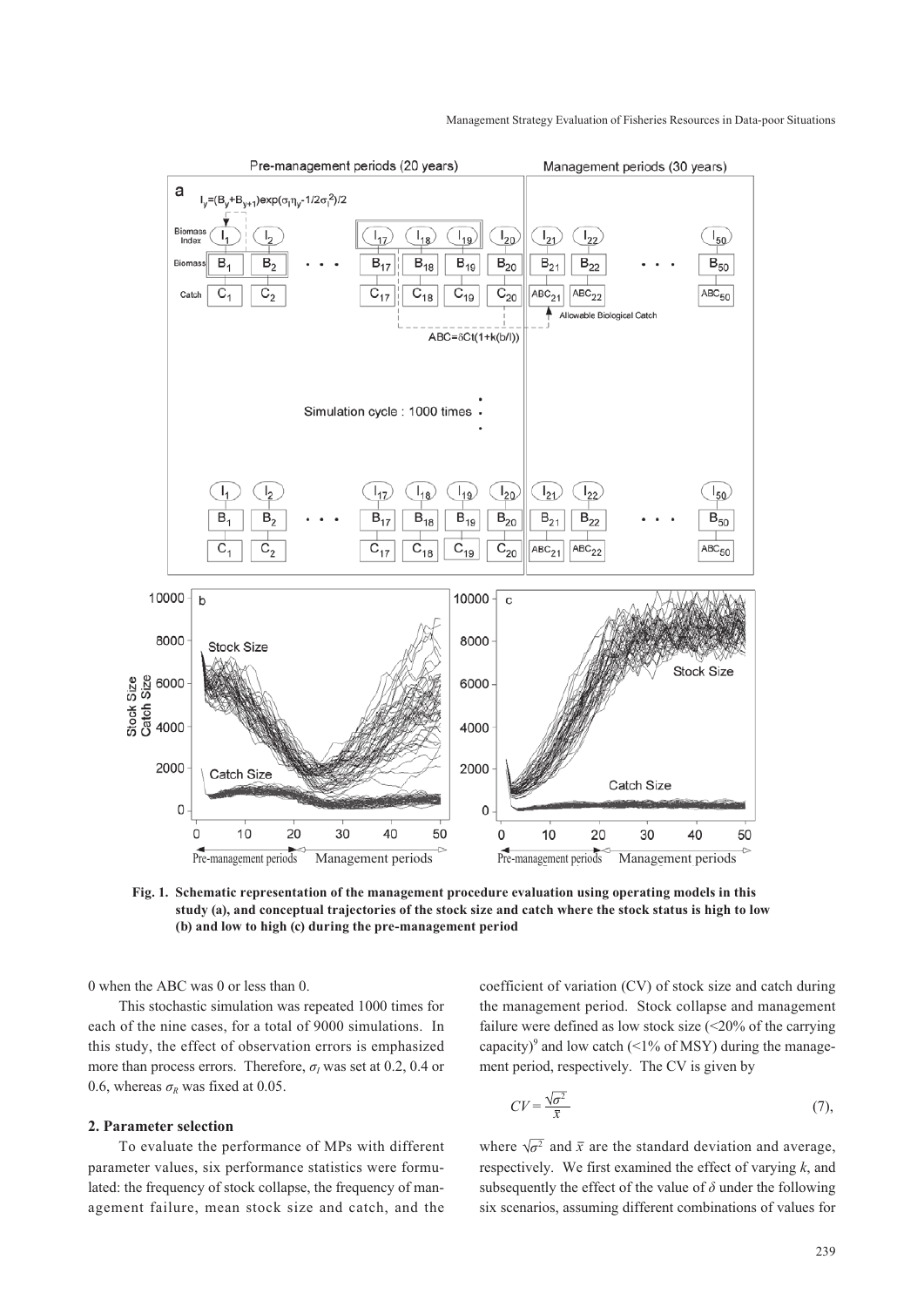**Fig. 1. Schematic representation of the management procedure evaluation using operating models in this study (a), and conceptual trajectories of the stock size and catch where the stock status is high to low (b) and low to high (c) during the pre-management period**

0 when the ABC was 0 or less than 0.

This stochastic simulation was repeated 1000 times for each of the nine cases, for a total of 9000 simulations. In this study, the effect of observation errors is emphasized more than process errors. Therefore, $\sigma_I$ was set at 0.2, 0.4 or 0.6, whereas $\sigma_R$ was fixed at 0.05.

## 2. Parameter selection

To evaluate the performance of MPs with different parameter values, six performance statistics were formulated: the frequency of stock collapse, the frequency of management failure, mean stock size and catch, and the coefficient of variation (CV) of stock size and catch during the management period. Stock collapse and management failure were defined as low stock size (<20% of the carrying capacity)[9] and low catch (<1% of MSY) during the management period, respectively. The CV is given by

$$CV = \frac{\sqrt{\sigma^2}}{\bar{x}} \quad (7),$$

where $\sqrt{\sigma^2}$ and $\bar{x}$ are the standard deviation and average, respectively. We first examined the effect of varying $k$, and subsequently the effect of the value of $\delta$ under the following six scenarios, assuming different combinations of values for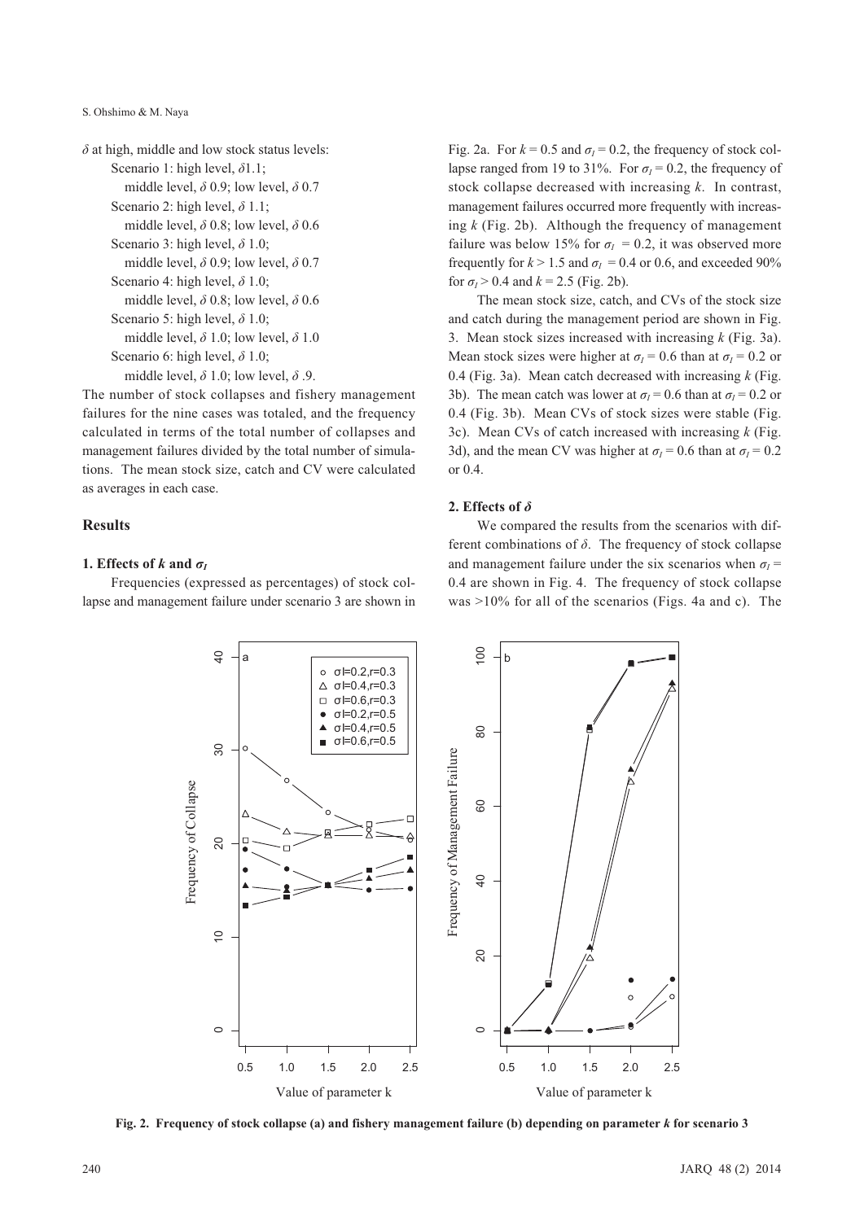$\delta$ at high, middle and low stock status levels:

Scenario 1: high level, $\delta$1.1;
middle level, $\delta$ 0.9; low level, $\delta$ 0.7

Scenario 2: high level, $\delta$ 1.1;
middle level, $\delta$ 0.8; low level, $\delta$ 0.6

Scenario 3: high level, $\delta$ 1.0;
middle level, $\delta$ 0.9; low level, $\delta$ 0.7

Scenario 4: high level, $\delta$ 1.0;
middle level, $\delta$ 0.8; low level, $\delta$ 0.6

Scenario 5: high level, $\delta$ 1.0;
middle level, $\delta$ 1.0; low level, $\delta$ 1.0

Scenario 6: high level, $\delta$ 1.0;
middle level, $\delta$ 1.0; low level, $\delta$ .9.

The number of stock collapses and fishery management failures for the nine cases was totaled, and the frequency calculated in terms of the total number of collapses and management failures divided by the total number of simulations. The mean stock size, catch and CV were calculated as averages in each case.

## Results

### 1. Effects of $k$ and $\sigma_I$

Frequencies (expressed as percentages) of stock collapse and management failure under scenario 3 are shown in Fig. 2a. For $k = 0.5$ and $\sigma_I = 0.2$, the frequency of stock collapse ranged from 19 to 31%. For $\sigma_I = 0.2$, the frequency of stock collapse decreased with increasing $k$. In contrast, management failures occurred more frequently with increasing $k$ (Fig. 2b). Although the frequency of management failure was below 15% for $\sigma_I = 0.2$, it was observed more frequently for $k > 1.5$ and $\sigma_I = 0.4$ or 0.6, and exceeded 90% for $\sigma_I > 0.4$ and $k = 2.5$ (Fig. 2b).

The mean stock size, catch, and CVs of the stock size and catch during the management period are shown in Fig. 3. Mean stock sizes increased with increasing $k$ (Fig. 3a). Mean stock sizes were higher at $\sigma_I = 0.6$ than at $\sigma_I = 0.2$ or 0.4 (Fig. 3a). Mean catch decreased with increasing $k$ (Fig. 3b). The mean catch was lower at $\sigma_I = 0.6$ than at $\sigma_I = 0.2$ or 0.4 (Fig. 3b). Mean CVs of stock sizes were stable (Fig. 3c). Mean CVs of catch increased with increasing $k$ (Fig. 3d), and the mean CV was higher at $\sigma_I = 0.6$ than at $\sigma_I = 0.2$ or 0.4.

### 2. Effects of $\delta$

We compared the results from the scenarios with different combinations of $\delta$. The frequency of stock collapse and management failure under the six scenarios when $\sigma_I = 0.4$ are shown in Fig. 4. The frequency of stock collapse was >10% for all of the scenarios (Figs. 4a and c). The

**Fig. 2. Frequency of stock collapse (a) and fishery management failure (b) depending on parameter $k$ for scenario 3**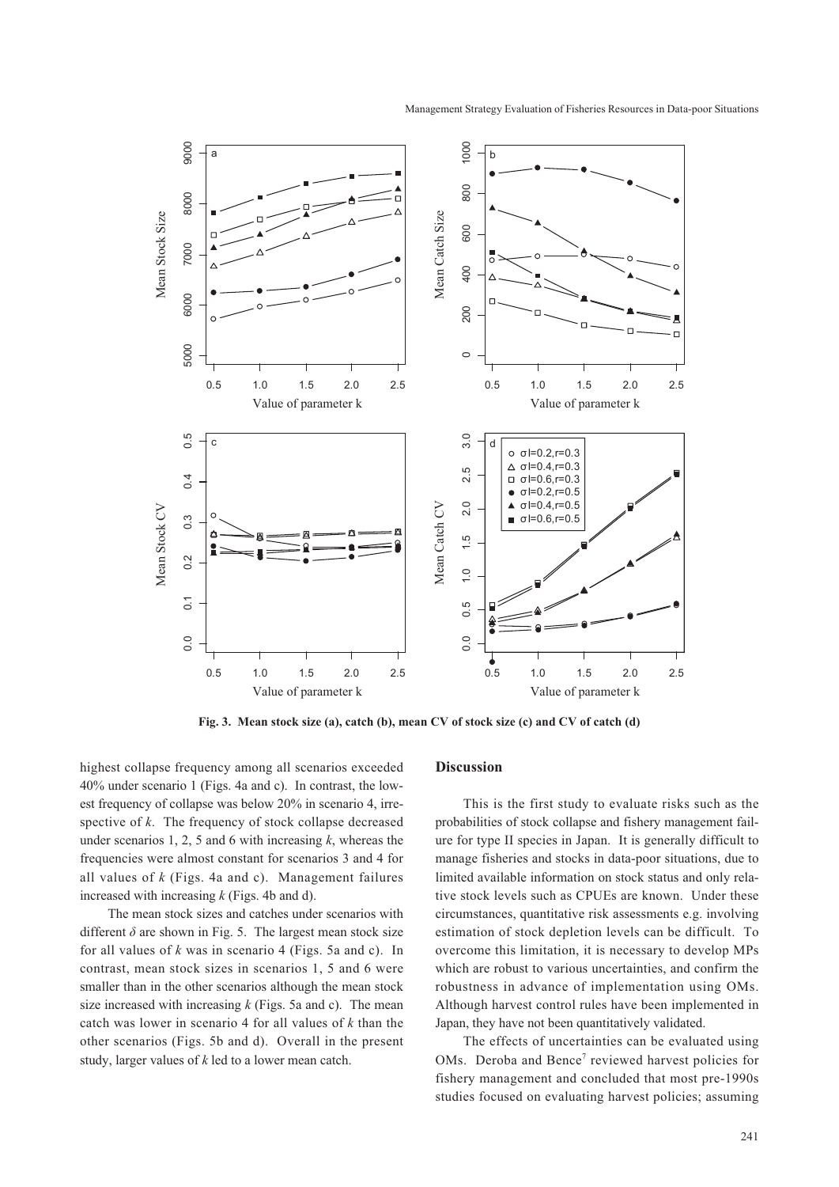Fig. 3. Mean stock size (a), catch (b), mean CV of stock size (c) and CV of catch (d)

highest collapse frequency among all scenarios exceeded 40% under scenario 1 (Figs. 4a and c). In contrast, the lowest frequency of collapse was below 20% in scenario 4, irrespective of *k*. The frequency of stock collapse decreased under scenarios 1, 2, 5 and 6 with increasing *k*, whereas the frequencies were almost constant for scenarios 3 and 4 for all values of *k* (Figs. 4a and c). Management failures increased with increasing *k* (Figs. 4b and d).

The mean stock sizes and catches under scenarios with different $\delta$ are shown in Fig. 5. The largest mean stock size for all values of *k* was in scenario 4 (Figs. 5a and c). In contrast, mean stock sizes in scenarios 1, 5 and 6 were smaller than in the other scenarios although the mean stock size increased with increasing *k* (Figs. 5a and c). The mean catch was lower in scenario 4 for all values of *k* than the other scenarios (Figs. 5b and d). Overall in the present study, larger values of *k* led to a lower mean catch.

## Discussion

This is the first study to evaluate risks such as the probabilities of stock collapse and fishery management failure for type II species in Japan. It is generally difficult to manage fisheries and stocks in data-poor situations, due to limited available information on stock status and only relative stock levels such as CPUEs are known. Under these circumstances, quantitative risk assessments e.g. involving estimation of stock depletion levels can be difficult. To overcome this limitation, it is necessary to develop MPs which are robust to various uncertainties, and confirm the robustness in advance of implementation using OMs. Although harvest control rules have been implemented in Japan, they have not been quantitatively validated.

The effects of uncertainties can be evaluated using OMs. Deroba and Bence[7] reviewed harvest policies for fishery management and concluded that most pre-1990s studies focused on evaluating harvest policies; assuming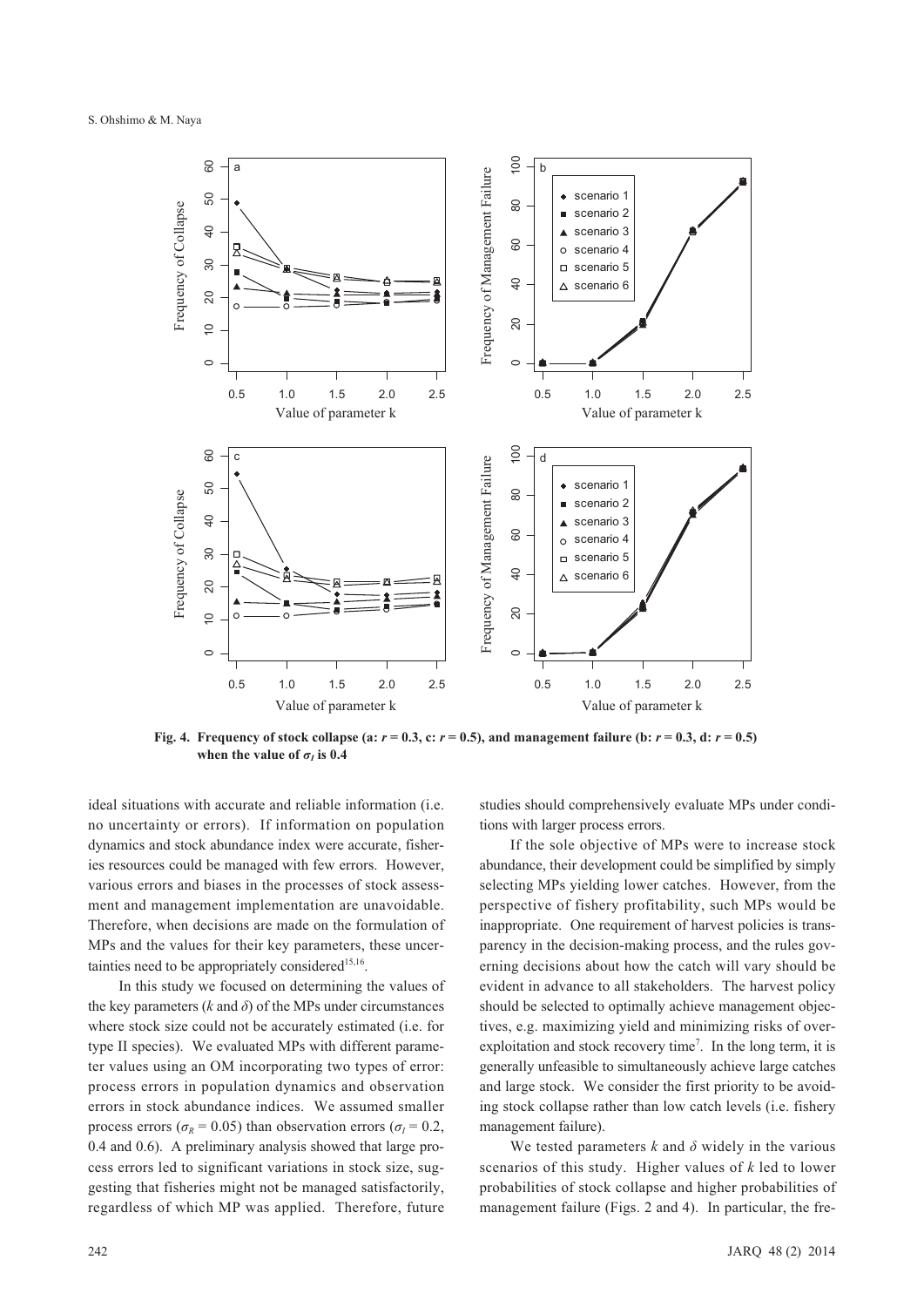Fig. 4. Frequency of stock collapse (a: $r = 0.3$, c: $r = 0.5$), and management failure (b: $r = 0.3$, d: $r = 0.5$) when the value of $\sigma_I$ is 0.4

ideal situations with accurate and reliable information (i.e. no uncertainty or errors). If information on population dynamics and stock abundance index were accurate, fisheries resources could be managed with few errors. However, various errors and biases in the processes of stock assessment and management implementation are unavoidable. Therefore, when decisions are made on the formulation of MPs and the values for their key parameters, these uncertainties need to be appropriately considered[15,16].

In this study we focused on determining the values of the key parameters ($k$ and $\delta$) of the MPs under circumstances where stock size could not be accurately estimated (i.e. for type II species). We evaluated MPs with different parameter values using an OM incorporating two types of error: process errors in population dynamics and observation errors in stock abundance indices. We assumed smaller process errors ($\sigma_R = 0.05$) than observation errors ($\sigma_I = 0.2$, 0.4 and 0.6). A preliminary analysis showed that large process errors led to significant variations in stock size, suggesting that fisheries might not be managed satisfactorily, regardless of which MP was applied. Therefore, future studies should comprehensively evaluate MPs under conditions with larger process errors.

If the sole objective of MPs were to increase stock abundance, their development could be simplified by simply selecting MPs yielding lower catches. However, from the perspective of fishery profitability, such MPs would be inappropriate. One requirement of harvest policies is transparency in the decision-making process, and the rules governing decisions about how the catch will vary should be evident in advance to all stakeholders. The harvest policy should be selected to optimally achieve management objectives, e.g. maximizing yield and minimizing risks of overexploitation and stock recovery time[7]. In the long term, it is generally unfeasible to simultaneously achieve large catches and large stock. We consider the first priority to be avoiding stock collapse rather than low catch levels (i.e. fishery management failure).

We tested parameters $k$ and $\delta$ widely in the various scenarios of this study. Higher values of $k$ led to lower probabilities of stock collapse and higher probabilities of management failure (Figs. 2 and 4). In particular, the fre-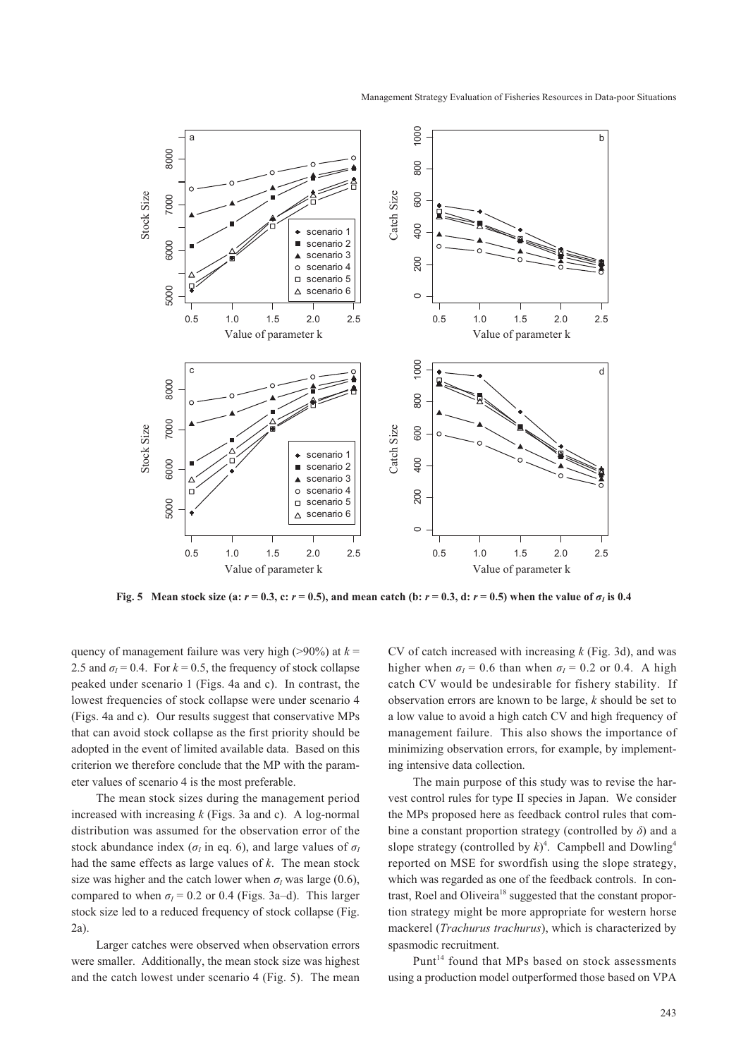Fig. 5 Mean stock size (a: $r = 0.3$, c: $r = 0.5$), and mean catch (b: $r = 0.3$, d: $r = 0.5$) when the value of $\sigma_I$ is 0.4

quency of management failure was very high (>90%) at $k$ = 2.5 and $\sigma_I = 0.4$. For $k = 0.5$, the frequency of stock collapse peaked under scenario 1 (Figs. 4a and c). In contrast, the lowest frequencies of stock collapse were under scenario 4 (Figs. 4a and c). Our results suggest that conservative MPs that can avoid stock collapse as the first priority should be adopted in the event of limited available data. Based on this criterion we therefore conclude that the MP with the parameter values of scenario 4 is the most preferable.

The mean stock sizes during the management period increased with increasing $k$ (Figs. 3a and c). A log-normal distribution was assumed for the observation error of the stock abundance index ($\sigma_I$ in eq. 6), and large values of $\sigma_I$ had the same effects as large values of $k$. The mean stock size was higher and the catch lower when $\sigma_I$ was large (0.6), compared to when $\sigma_I = 0.2$ or 0.4 (Figs. 3a–d). This larger stock size led to a reduced frequency of stock collapse (Fig. 2a).

Larger catches were observed when observation errors were smaller. Additionally, the mean stock size was highest and the catch lowest under scenario 4 (Fig. 5). The mean CV of catch increased with increasing $k$ (Fig. 3d), and was higher when $\sigma_I = 0.6$ than when $\sigma_I = 0.2$ or 0.4. A high catch CV would be undesirable for fishery stability. If observation errors are known to be large, $k$ should be set to a low value to avoid a high catch CV and high frequency of management failure. This also shows the importance of minimizing observation errors, for example, by implementing intensive data collection.

The main purpose of this study was to revise the harvest control rules for type II species in Japan. We consider the MPs proposed here as feedback control rules that combine a constant proportion strategy (controlled by $\delta$) and a slope strategy (controlled by $k$)[4]. Campbell and Dowling[4] reported on MSE for swordfish using the slope strategy, which was regarded as one of the feedback controls. In contrast, Roel and Oliveira[18] suggested that the constant proportion strategy might be more appropriate for western horse mackerel (*Trachurus trachurus*), which is characterized by spasmodic recruitment.

Punt[14] found that MPs based on stock assessments using a production model outperformed those based on VPA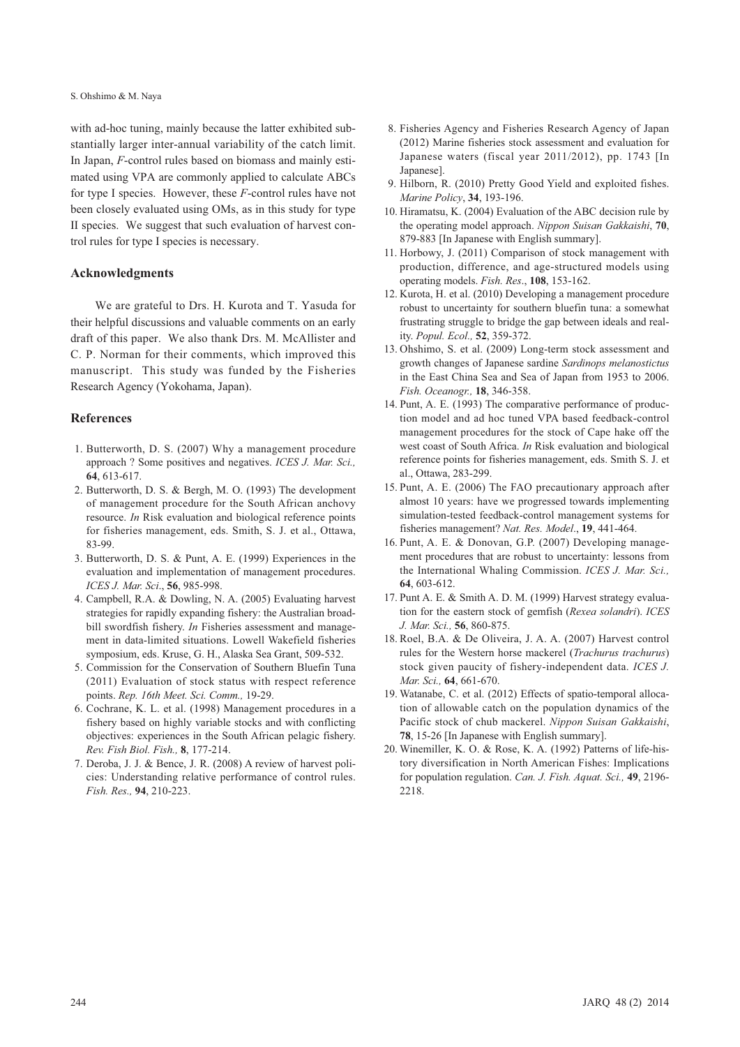with ad-hoc tuning, mainly because the latter exhibited substantially larger inter-annual variability of the catch limit. In Japan, *F*-control rules based on biomass and mainly estimated using VPA are commonly applied to calculate ABCs for type I species. However, these *F*-control rules have not been closely evaluated using OMs, as in this study for type II species. We suggest that such evaluation of harvest control rules for type I species is necessary.

## Acknowledgments

We are grateful to Drs. H. Kurota and T. Yasuda for their helpful discussions and valuable comments on an early draft of this paper. We also thank Drs. M. McAllister and C. P. Norman for their comments, which improved this manuscript. This study was funded by the Fisheries Research Agency (Yokohama, Japan).

## References

1. Butterworth, D. S. (2007) Why a management procedure approach ? Some positives and negatives. *ICES J. Mar. Sci.,* **64**, 613-617.
2. Butterworth, D. S. & Bergh, M. O. (1993) The development of management procedure for the South African anchovy resource. *In* Risk evaluation and biological reference points for fisheries management, eds. Smith, S. J. et al., Ottawa, 83-99.
3. Butterworth, D. S. & Punt, A. E. (1999) Experiences in the evaluation and implementation of management procedures. *ICES J. Mar. Sci*., **56**, 985-998.
4. Campbell, R.A. & Dowling, N. A. (2005) Evaluating harvest strategies for rapidly expanding fishery: the Australian broadbill swordfish fishery. *In* Fisheries assessment and management in data-limited situations. Lowell Wakefield fisheries symposium, eds. Kruse, G. H., Alaska Sea Grant, 509-532.
5. Commission for the Conservation of Southern Bluefin Tuna (2011) Evaluation of stock status with respect reference points. *Rep. 16th Meet. Sci. Comm.,* 19-29.
6. Cochrane, K. L. et al. (1998) Management procedures in a fishery based on highly variable stocks and with conflicting objectives: experiences in the South African pelagic fishery. *Rev. Fish Biol. Fish.,* **8**, 177-214.
7. Deroba, J. J. & Bence, J. R. (2008) A review of harvest policies: Understanding relative performance of control rules. *Fish. Res.,* **94**, 210-223.
8. Fisheries Agency and Fisheries Research Agency of Japan (2012) Marine fisheries stock assessment and evaluation for Japanese waters (fiscal year 2011/2012), pp. 1743 [In Japanese].
9. Hilborn, R. (2010) Pretty Good Yield and exploited fishes. *Marine Policy*, **34**, 193-196.
10. Hiramatsu, K. (2004) Evaluation of the ABC decision rule by the operating model approach. *Nippon Suisan Gakkaishi*, **70**, 879-883 [In Japanese with English summary].
11. Horbowy, J. (2011) Comparison of stock management with production, difference, and age-structured models using operating models. *Fish. Res*., **108**, 153-162.
12. Kurota, H. et al. (2010) Developing a management procedure robust to uncertainty for southern bluefin tuna: a somewhat frustrating struggle to bridge the gap between ideals and reality. *Popul. Ecol.,* **52**, 359-372.
13. Ohshimo, S. et al. (2009) Long-term stock assessment and growth changes of Japanese sardine *Sardinops melanostictus* in the East China Sea and Sea of Japan from 1953 to 2006. *Fish. Oceanogr.,* **18**, 346-358.
14. Punt, A. E. (1993) The comparative performance of production model and ad hoc tuned VPA based feedback-control management procedures for the stock of Cape hake off the west coast of South Africa. *In* Risk evaluation and biological reference points for fisheries management, eds. Smith S. J. et al., Ottawa, 283-299.
15. Punt, A. E. (2006) The FAO precautionary approach after almost 10 years: have we progressed towards implementing simulation-tested feedback-control management systems for fisheries management? *Nat. Res. Model*., **19**, 441-464.
16. Punt, A. E. & Donovan, G.P. (2007) Developing management procedures that are robust to uncertainty: lessons from the International Whaling Commission. *ICES J. Mar. Sci.,* **64**, 603-612.
17. Punt A. E. & Smith A. D. M. (1999) Harvest strategy evaluation for the eastern stock of gemfish (*Rexea solandri*). *ICES J. Mar. Sci.,* **56**, 860-875.
18. Roel, B.A. & De Oliveira, J. A. A. (2007) Harvest control rules for the Western horse mackerel (*Trachurus trachurus*) stock given paucity of fishery-independent data. *ICES J. Mar. Sci.,* **64**, 661-670.
19. Watanabe, C. et al. (2012) Effects of spatio-temporal allocation of allowable catch on the population dynamics of the Pacific stock of chub mackerel. *Nippon Suisan Gakkaishi*, **78**, 15-26 [In Japanese with English summary].
20. Winemiller, K. O. & Rose, K. A. (1992) Patterns of life-history diversification in North American Fishes: Implications for population regulation. *Can. J. Fish. Aquat. Sci.,* **49**, 2196-2218.